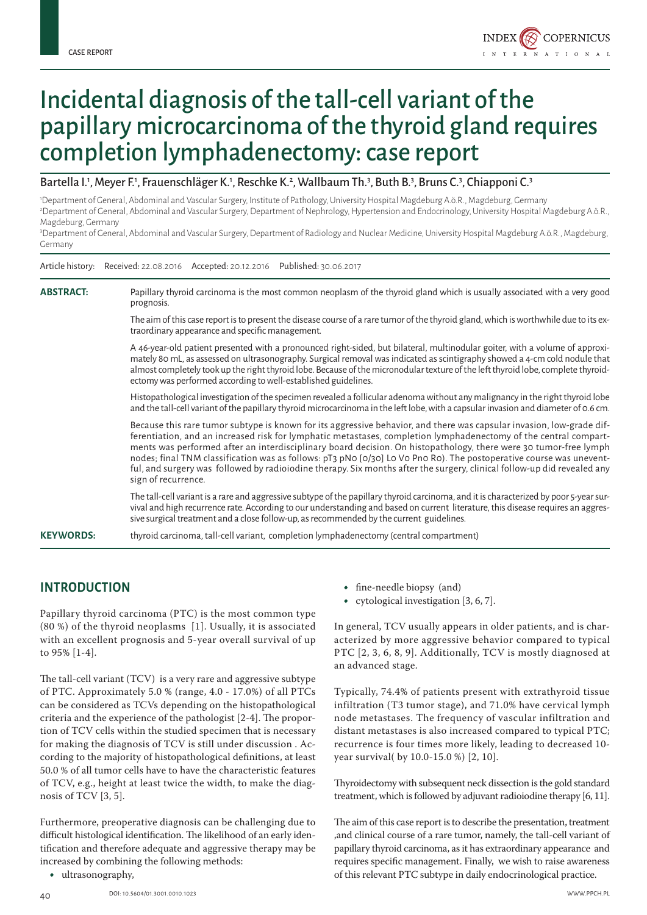CASE REPORT

# Incidental diagnosis of the tall-cell variant of the papillary microcarcinoma of the thyroid gland requires completion lymphadenectomy: case report

Bartella I.[1], Meyer F.[1], Frauenschläger K.[1], Reschke K.[2], Wallbaum Th.[3], Buth B.[3], Bruns C.[3], Chiapponi C.[3]

[1]Department of General, Abdominal and Vascular Surgery, Institute of Pathology, University Hospital Magdeburg A.ö.R., Magdeburg, Germany
[2]Department of General, Abdominal and Vascular Surgery, Department of Nephrology, Hypertension and Endocrinology, University Hospital Magdeburg A.ö.R., Magdeburg, Germany
[3]Department of General, Abdominal and Vascular Surgery, Department of Radiology and Nuclear Medicine, University Hospital Magdeburg A.ö.R., Magdeburg, Germany

Article history: Received: 22.08.2016 Accepted: 20.12.2016 Published: 30.06.2017

**ABSTRACT:** Papillary thyroid carcinoma is the most common neoplasm of the thyroid gland which is usually associated with a very good prognosis.

The aim of this case report is to present the disease course of a rare tumor of the thyroid gland, which is worthwhile due to its extraordinary appearance and specific management.

A 46-year-old patient presented with a pronounced right-sided, but bilateral, multinodular goiter, with a volume of approximately 80 mL, as assessed on ultrasonography. Surgical removal was indicated as scintigraphy showed a 4-cm cold nodule that almost completely took up the right thyroid lobe. Because of the micronodular texture of the left thyroid lobe, complete thyroidectomy was performed according to well-established guidelines.

Histopathological investigation of the specimen revealed a follicular adenoma without any malignancy in the right thyroid lobe and the tall-cell variant of the papillary thyroid microcarcinoma in the left lobe, with a capsular invasion and diameter of 0.6 cm.

Because this rare tumor subtype is known for its aggressive behavior, and there was capsular invasion, low-grade differentiation, and an increased risk for lymphatic metastases, completion lymphadenectomy of the central compartments was performed after an interdisciplinary board decision. On histopathology, there were 30 tumor-free lymph nodes; final TNM classification was as follows: pT3 pN0 [0/30] L0 V0 Pn0 R0). The postoperative course was uneventful, and surgery was followed by radioiodine therapy. Six months after the surgery, clinical follow-up did revealed any sign of recurrence.

The tall-cell variant is a rare and aggressive subtype of the papillary thyroid carcinoma, and it is characterized by poor 5-year survival and high recurrence rate. According to our understanding and based on current literature, this disease requires an aggressive surgical treatment and a close follow-up, as recommended by the current guidelines.

**KEYWORDS:** thyroid carcinoma, tall-cell variant, completion lymphadenectomy (central compartment)

## INTRODUCTION

Papillary thyroid carcinoma (PTC) is the most common type (80 %) of the thyroid neoplasms [1]. Usually, it is associated with an excellent prognosis and 5-year overall survival of up to 95% [1-4].

The tall-cell variant (TCV) is a very rare and aggressive subtype of PTC. Approximately 5.0 % (range, 4.0 - 17.0%) of all PTCs can be considered as TCVs depending on the histopathological criteria and the experience of the pathologist [2-4]. The proportion of TCV cells within the studied specimen that is necessary for making the diagnosis of TCV is still under discussion . According to the majority of histopathological definitions, at least 50.0 % of all tumor cells have to have the characteristic features of TCV, e.g., height at least twice the width, to make the diagnosis of TCV [3, 5].

Furthermore, preoperative diagnosis can be challenging due to difficult histological identification. The likelihood of an early identification and therefore adequate and aggressive therapy may be increased by combining the following methods:

- ultrasonography,
- fine-needle biopsy (and)
- cytological investigation [3, 6, 7].

In general, TCV usually appears in older patients, and is characterized by more aggressive behavior compared to typical PTC [2, 3, 6, 8, 9]. Additionally, TCV is mostly diagnosed at an advanced stage.

Typically, 74.4% of patients present with extrathyroid tissue infiltration (T3 tumor stage), and 71.0% have cervical lymph node metastases. The frequency of vascular infiltration and distant metastases is also increased compared to typical PTC; recurrence is four times more likely, leading to decreased 10-year survival( by 10.0-15.0 %) [2, 10].

Thyroidectomy with subsequent neck dissection is the gold standard treatment, which is followed by adjuvant radioiodine therapy [6, 11].

The aim of this case report is to describe the presentation, treatment ,and clinical course of a rare tumor, namely, the tall-cell variant of papillary thyroid carcinoma, as it has extraordinary appearance and requires specific management. Finally, we wish to raise awareness of this relevant PTC subtype in daily endocrinological practice.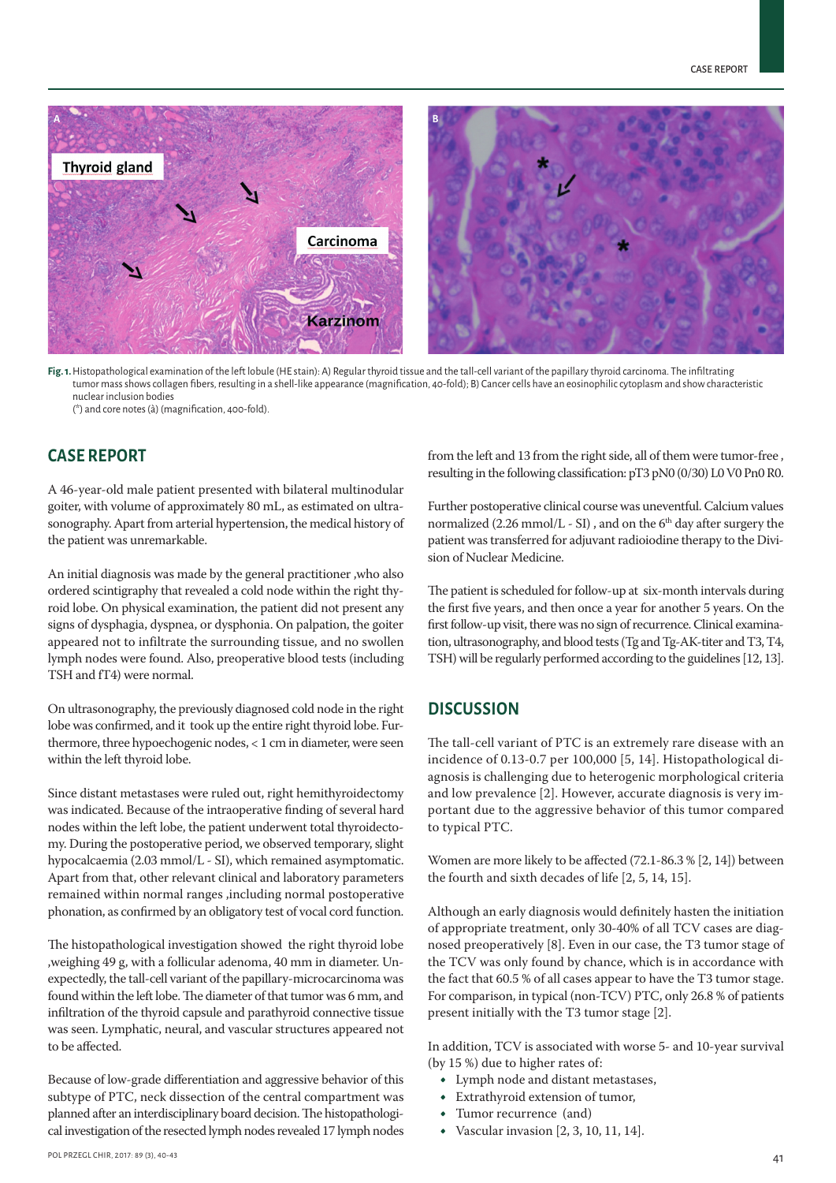Fig. 1. Histopathological examination of the left lobule (HE stain): A) Regular thyroid tissue and the tall-cell variant of the papillary thyroid carcinoma. The infiltrating tumor mass shows collagen fibers, resulting in a shell-like appearance (magnification, 40-fold); B) Cancer cells have an eosinophilic cytoplasm and show characteristic nuclear inclusion bodies
(*) and core notes (à) (magnification, 400-fold).

## CASE REPORT

A 46-year-old male patient presented with bilateral multinodular goiter, with volume of approximately 80 mL, as estimated on ultrasonography. Apart from arterial hypertension, the medical history of the patient was unremarkable.

An initial diagnosis was made by the general practitioner ,who also ordered scintigraphy that revealed a cold node within the right thyroid lobe. On physical examination, the patient did not present any signs of dysphagia, dyspnea, or dysphonia. On palpation, the goiter appeared not to infiltrate the surrounding tissue, and no swollen lymph nodes were found. Also, preoperative blood tests (including TSH and fT4) were normal.

On ultrasonography, the previously diagnosed cold node in the right lobe was confirmed, and it took up the entire right thyroid lobe. Furthermore, three hypoechogenic nodes, < 1 cm in diameter, were seen within the left thyroid lobe.

Since distant metastases were ruled out, right hemithyroidectomy was indicated. Because of the intraoperative finding of several hard nodes within the left lobe, the patient underwent total thyroidectomy. During the postoperative period, we observed temporary, slight hypocalcaemia (2.03 mmol/L - SI), which remained asymptomatic. Apart from that, other relevant clinical and laboratory parameters remained within normal ranges ,including normal postoperative phonation, as confirmed by an obligatory test of vocal cord function.

The histopathological investigation showed the right thyroid lobe ,weighing 49 g, with a follicular adenoma, 40 mm in diameter. Unexpectedly, the tall-cell variant of the papillary-microcarcinoma was found within the left lobe. The diameter of that tumor was 6 mm, and infiltration of the thyroid capsule and parathyroid connective tissue was seen. Lymphatic, neural, and vascular structures appeared not to be affected.

Because of low-grade differentiation and aggressive behavior of this subtype of PTC, neck dissection of the central compartment was planned after an interdisciplinary board decision. The histopathological investigation of the resected lymph nodes revealed 17 lymph nodes from the left and 13 from the right side, all of them were tumor-free , resulting in the following classification: pT3 pN0 (0/30) L0 V0 Pn0 R0.

Further postoperative clinical course was uneventful. Calcium values normalized (2.26 mmol/L - SI) , and on the 6th day after surgery the patient was transferred for adjuvant radioiodine therapy to the Division of Nuclear Medicine.

The patient is scheduled for follow-up at six-month intervals during the first five years, and then once a year for another 5 years. On the first follow-up visit, there was no sign of recurrence. Clinical examination, ultrasonography, and blood tests (Tg and Tg-AK-titer and T3, T4, TSH) will be regularly performed according to the guidelines [12, 13].

## DISCUSSION

The tall-cell variant of PTC is an extremely rare disease with an incidence of 0.13-0.7 per 100,000 [5, 14]. Histopathological diagnosis is challenging due to heterogenic morphological criteria and low prevalence [2]. However, accurate diagnosis is very important due to the aggressive behavior of this tumor compared to typical PTC.

Women are more likely to be affected (72.1-86.3 % [2, 14]) between the fourth and sixth decades of life [2, 5, 14, 15].

Although an early diagnosis would definitely hasten the initiation of appropriate treatment, only 30-40% of all TCV cases are diagnosed preoperatively [8]. Even in our case, the T3 tumor stage of the TCV was only found by chance, which is in accordance with the fact that 60.5 % of all cases appear to have the T3 tumor stage. For comparison, in typical (non-TCV) PTC, only 26.8 % of patients present initially with the T3 tumor stage [2].

In addition, TCV is associated with worse 5- and 10-year survival (by 15 %) due to higher rates of:

- Lymph node and distant metastases,
- Extrathyroid extension of tumor,
- Tumor recurrence (and)
- Vascular invasion [2, 3, 10, 11, 14].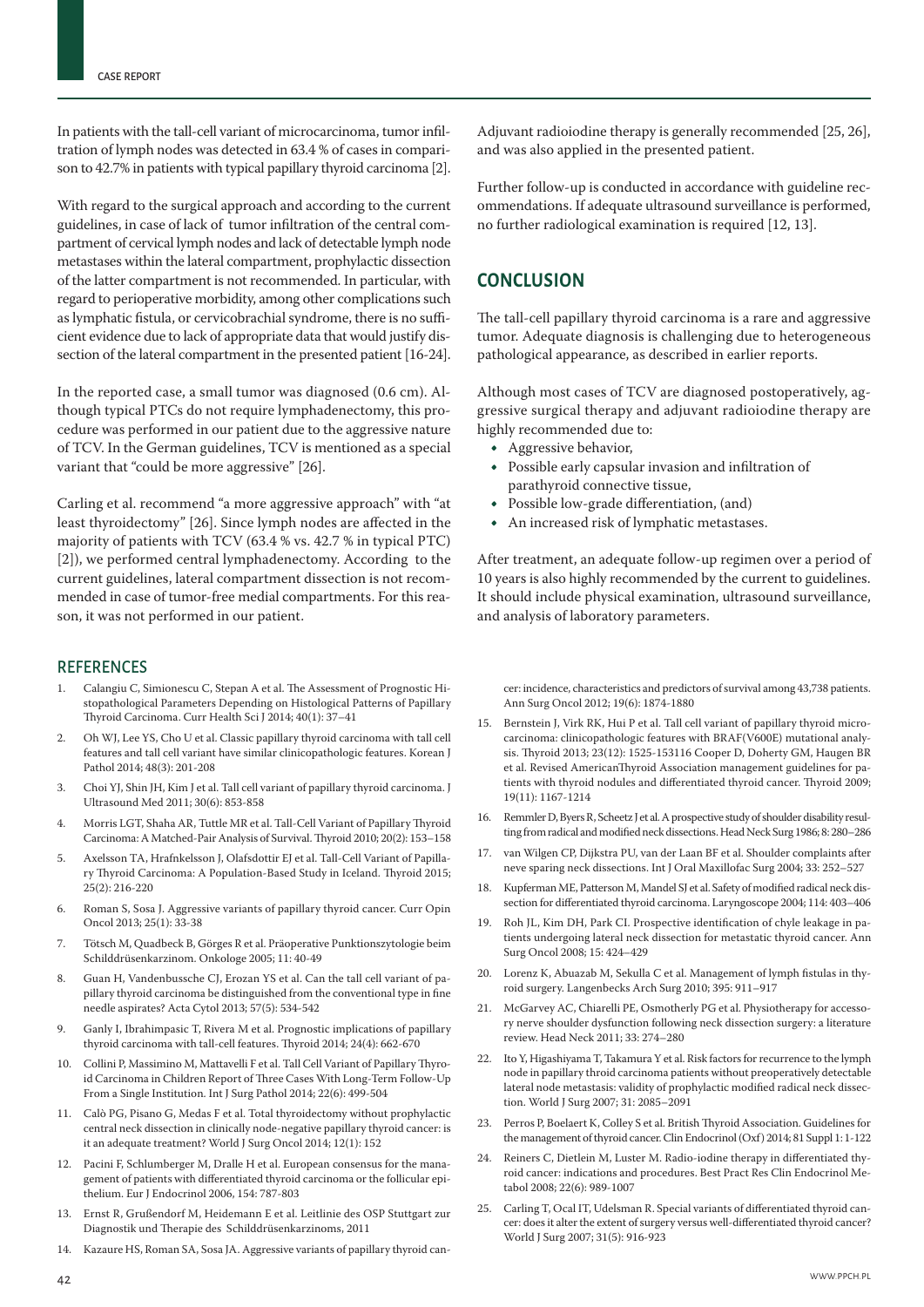In patients with the tall-cell variant of microcarcinoma, tumor infiltration of lymph nodes was detected in 63.4 % of cases in comparison to 42.7% in patients with typical papillary thyroid carcinoma [2].

With regard to the surgical approach and according to the current guidelines, in case of lack of tumor infiltration of the central compartment of cervical lymph nodes and lack of detectable lymph node metastases within the lateral compartment, prophylactic dissection of the latter compartment is not recommended. In particular, with regard to perioperative morbidity, among other complications such as lymphatic fistula, or cervicobrachial syndrome, there is no sufficient evidence due to lack of appropriate data that would justify dissection of the lateral compartment in the presented patient [16-24].

In the reported case, a small tumor was diagnosed (0.6 cm). Although typical PTCs do not require lymphadenectomy, this procedure was performed in our patient due to the aggressive nature of TCV. In the German guidelines, TCV is mentioned as a special variant that "could be more aggressive" [26].

Carling et al. recommend "a more aggressive approach" with "at least thyroidectomy" [26]. Since lymph nodes are affected in the majority of patients with TCV (63.4 % vs. 42.7 % in typical PTC) [2]), we performed central lymphadenectomy. According to the current guidelines, lateral compartment dissection is not recommended in case of tumor-free medial compartments. For this reason, it was not performed in our patient.

Adjuvant radioiodine therapy is generally recommended [25, 26], and was also applied in the presented patient.

Further follow-up is conducted in accordance with guideline recommendations. If adequate ultrasound surveillance is performed, no further radiological examination is required [12, 13].

## CONCLUSION

The tall-cell papillary thyroid carcinoma is a rare and aggressive tumor. Adequate diagnosis is challenging due to heterogeneous pathological appearance, as described in earlier reports.

Although most cases of TCV are diagnosed postoperatively, aggressive surgical therapy and adjuvant radioiodine therapy are highly recommended due to:

- Aggressive behavior,
- Possible early capsular invasion and infiltration of parathyroid connective tissue,
- Possible low-grade differentiation, (and)
- An increased risk of lymphatic metastases.

After treatment, an adequate follow-up regimen over a period of 10 years is also highly recommended by the current to guidelines. It should include physical examination, ultrasound surveillance, and analysis of laboratory parameters.

## REFERENCES

1. Calangiu C, Simionescu C, Stepan A et al. The Assessment of Prognostic Histopathological Parameters Depending on Histological Patterns of Papillary Thyroid Carcinoma. Curr Health Sci J 2014; 40(1): 37–41
2. Oh WJ, Lee YS, Cho U et al. Classic papillary thyroid carcinoma with tall cell features and tall cell variant have similar clinicopathologic features. Korean J Pathol 2014; 48(3): 201-208
3. Choi YJ, Shin JH, Kim J et al. Tall cell variant of papillary thyroid carcinoma. J Ultrasound Med 2011; 30(6): 853-858
4. Morris LGT, Shaha AR, Tuttle MR et al. Tall-Cell Variant of Papillary Thyroid Carcinoma: A Matched-Pair Analysis of Survival. Thyroid 2010; 20(2): 153–158
5. Axelsson TA, Hrafnkelsson J, Olafsdottir EJ et al. Tall-Cell Variant of Papillary Thyroid Carcinoma: A Population-Based Study in Iceland. Thyroid 2015; 25(2): 216-220
6. Roman S, Sosa J. Aggressive variants of papillary thyroid cancer. Curr Opin Oncol 2013; 25(1): 33-38
7. Tötsch M, Quadbeck B, Görges R et al. Präoperative Punktionszytologie beim Schilddrüsenkarzinom. Onkologe 2005; 11: 40-49
8. Guan H, Vandenbussche CJ, Erozan YS et al. Can the tall cell variant of papillary thyroid carcinoma be distinguished from the conventional type in fine needle aspirates? Acta Cytol 2013; 57(5): 534-542
9. Ganly I, Ibrahimpasic T, Rivera M et al. Prognostic implications of papillary thyroid carcinoma with tall-cell features. Thyroid 2014; 24(4): 662-670
10. Collini P, Massimino M, Mattavelli F et al. Tall Cell Variant of Papillary Thyroid Carcinoma in Children Report of Three Cases With Long-Term Follow-Up From a Single Institution. Int J Surg Pathol 2014; 22(6): 499-504
11. Calò PG, Pisano G, Medas F et al. Total thyroidectomy without prophylactic central neck dissection in clinically node-negative papillary thyroid cancer: is it an adequate treatment? World J Surg Oncol 2014; 12(1): 152
12. Pacini F, Schlumberger M, Dralle H et al. European consensus for the management of patients with differentiated thyroid carcinoma or the follicular epithelium. Eur J Endocrinol 2006, 154: 787-803
13. Ernst R, Grußendorf M, Heidemann E et al. Leitlinie des OSP Stuttgart zur Diagnostik und Therapie des Schilddrüsenkarzinoms, 2011
14. Kazaure HS, Roman SA, Sosa JA. Aggressive variants of papillary thyroid cancer: incidence, characteristics and predictors of survival among 43,738 patients. Ann Surg Oncol 2012; 19(6): 1874-1880
15. Bernstein J, Virk RK, Hui P et al. Tall cell variant of papillary thyroid microcarcinoma: clinicopathologic features with BRAF(V600E) mutational analysis. Thyroid 2013; 23(12): 1525-153116 Cooper D, Doherty GM, Haugen BR et al. Revised AmericanThyroid Association management guidelines for patients with thyroid nodules and differentiated thyroid cancer. Thyroid 2009; 19(11): 1167-1214
16. Remmler D, Byers R, Scheetz J et al. A prospective study of shoulder disability resulting from radical and modified neck dissections. Head Neck Surg 1986; 8: 280–286
17. van Wilgen CP, Dijkstra PU, van der Laan BF et al. Shoulder complaints after neve sparing neck dissections. Int J Oral Maxillofac Surg 2004; 33: 252–527
18. Kupferman ME, Patterson M, Mandel SJ et al. Safety of modified radical neck dissection for differentiated thyroid carcinoma. Laryngoscope 2004; 114: 403–406
19. Roh JL, Kim DH, Park CI. Prospective identification of chyle leakage in patients undergoing lateral neck dissection for metastatic thyroid cancer. Ann Surg Oncol 2008; 15: 424–429
20. Lorenz K, Abuazab M, Sekulla C et al. Management of lymph fistulas in thyroid surgery. Langenbecks Arch Surg 2010; 395: 911–917
21. McGarvey AC, Chiarelli PE, Osmotherly PG et al. Physiotherapy for accessory nerve shoulder dysfunction following neck dissection surgery: a literature review. Head Neck 2011; 33: 274–280
22. Ito Y, Higashiyama T, Takamura Y et al. Risk factors for recurrence to the lymph node in papillary throid carcinoma patients without preoperatively detectable lateral node metastasis: validity of prophylactic modified radical neck dissection. World J Surg 2007; 31: 2085–2091
23. Perros P, Boelaert K, Colley S et al. British Thyroid Association. Guidelines for the management of thyroid cancer. Clin Endocrinol (Oxf) 2014; 81 Suppl 1: 1-122
24. Reiners C, Dietlein M, Luster M. Radio-iodine therapy in differentiated thyroid cancer: indications and procedures. Best Pract Res Clin Endocrinol Metabol 2008; 22(6): 989-1007
25. Carling T, Ocal IT, Udelsman R. Special variants of differentiated thyroid cancer: does it alter the extent of surgery versus well-differentiated thyroid cancer? World J Surg 2007; 31(5): 916-923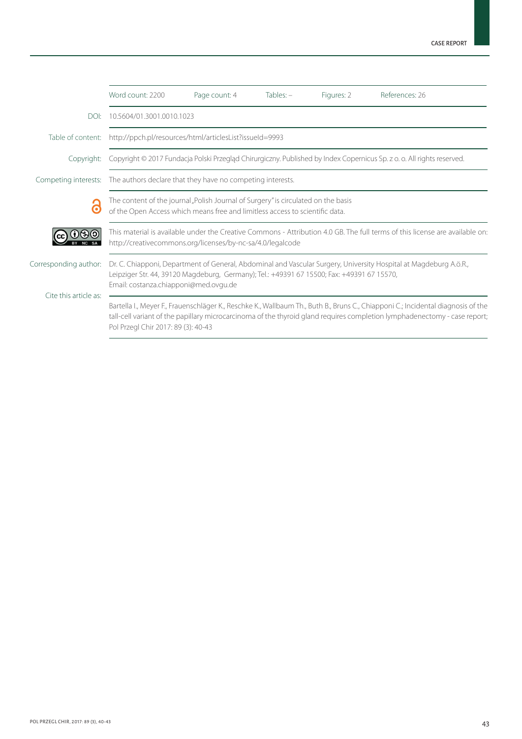| Word count: 2200 | Page count: 4 | Tables: – | Figures: 2 | References: 26 |
| --- | --- | --- | --- | --- |

DOI: 10.5604/01.3001.0010.1023

Table of content: http://ppch.pl/resources/html/articlesList?issueId=9993

Copyright: Copyright © 2017 Fundacja Polski Przegląd Chirurgiczny. Published by Index Copernicus Sp. z o. o. All rights reserved.

Competing interests: The authors declare that they have no competing interests.

The content of the journal „Polish Journal of Surgery" is circulated on the basis of the Open Access which means free and limitless access to scientific data.

This material is available under the Creative Commons - Attribution 4.0 GB. The full terms of this license are available on: http://creativecommons.org/licenses/by-nc-sa/4.0/legalcode

Corresponding author: Dr. C. Chiapponi, Department of General, Abdominal and Vascular Surgery, University Hospital at Magdeburg A.ö.R., Leipziger Str. 44, 39120 Magdeburg, Germany); Tel.: +49391 67 15500; Fax: +49391 67 15570, Email: costanza.chiapponi@med.ovgu.de

Cite this article as: Bartella I., Meyer F., Frauenschläger K., Reschke K., Wallbaum Th., Buth B., Bruns C., Chiapponi C.; Incidental diagnosis of the tall-cell variant of the papillary microcarcinoma of the thyroid gland requires completion lymphadenectomy - case report; Pol Przegl Chir 2017: 89 (3): 40-43